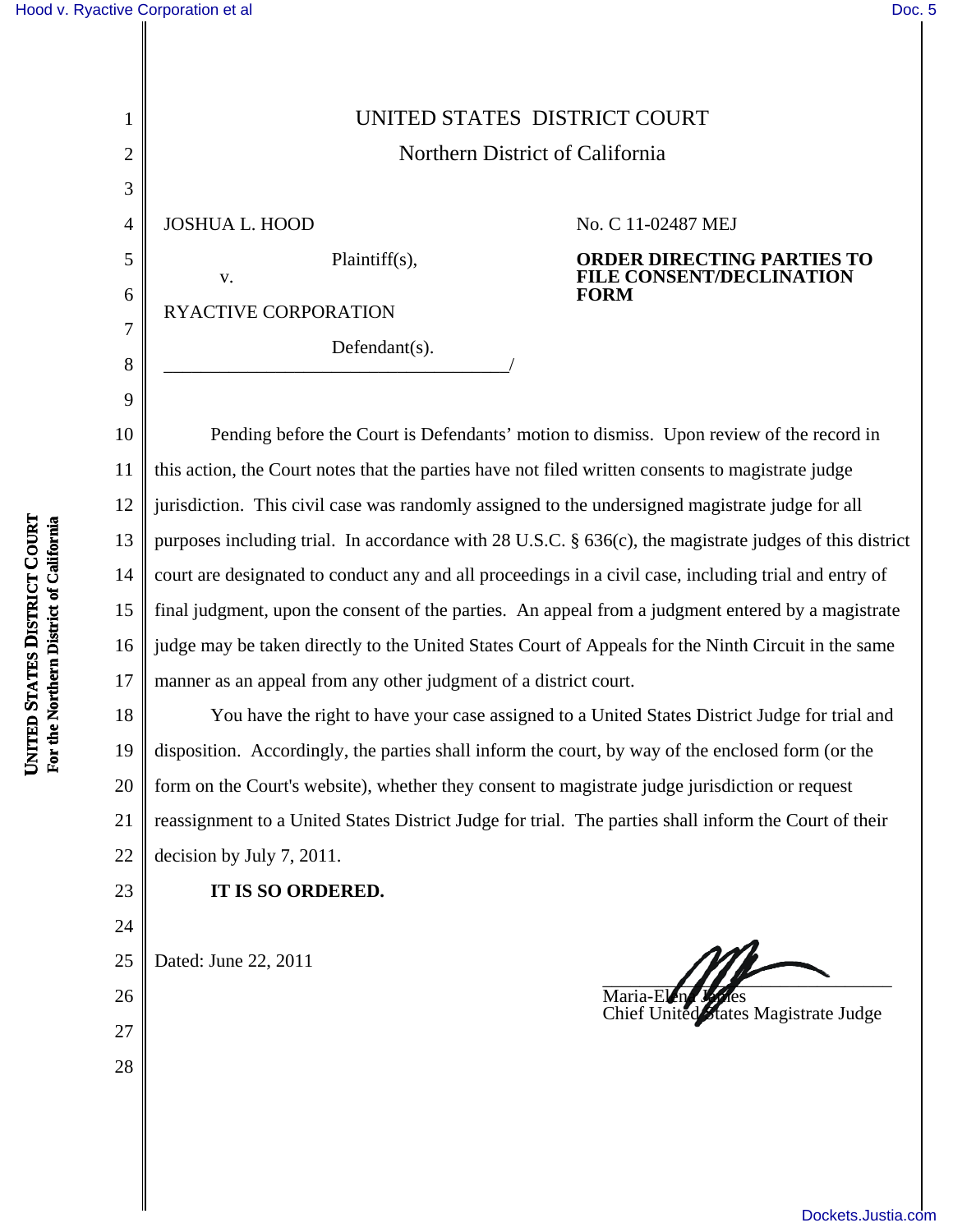# UNITED STATES DISTRICT COURT

## Northern District of California

JOSHUA L. HOOD

Plaintiff(s),

v.

RYACTIVE CORPORATION

Defendant(s).
_____________________________________/

No. C 11-02487 MEJ

**ORDER DIRECTING PARTIES TO FILE CONSENT/DECLINATION FORM**

Pending before the Court is Defendants' motion to dismiss. Upon review of the record in this action, the Court notes that the parties have not filed written consents to magistrate judge jurisdiction. This civil case was randomly assigned to the undersigned magistrate judge for all purposes including trial. In accordance with 28 U.S.C. § 636(c), the magistrate judges of this district court are designated to conduct any and all proceedings in a civil case, including trial and entry of final judgment, upon the consent of the parties. An appeal from a judgment entered by a magistrate judge may be taken directly to the United States Court of Appeals for the Ninth Circuit in the same manner as an appeal from any other judgment of a district court.

You have the right to have your case assigned to a United States District Judge for trial and disposition. Accordingly, the parties shall inform the court, by way of the enclosed form (or the form on the Court's website), whether they consent to magistrate judge jurisdiction or request reassignment to a United States District Judge for trial. The parties shall inform the Court of their decision by July 7, 2011.

**IT IS SO ORDERED.**

Dated: June 22, 2011

_______________________________
Maria-Elena James
Chief United States Magistrate Judge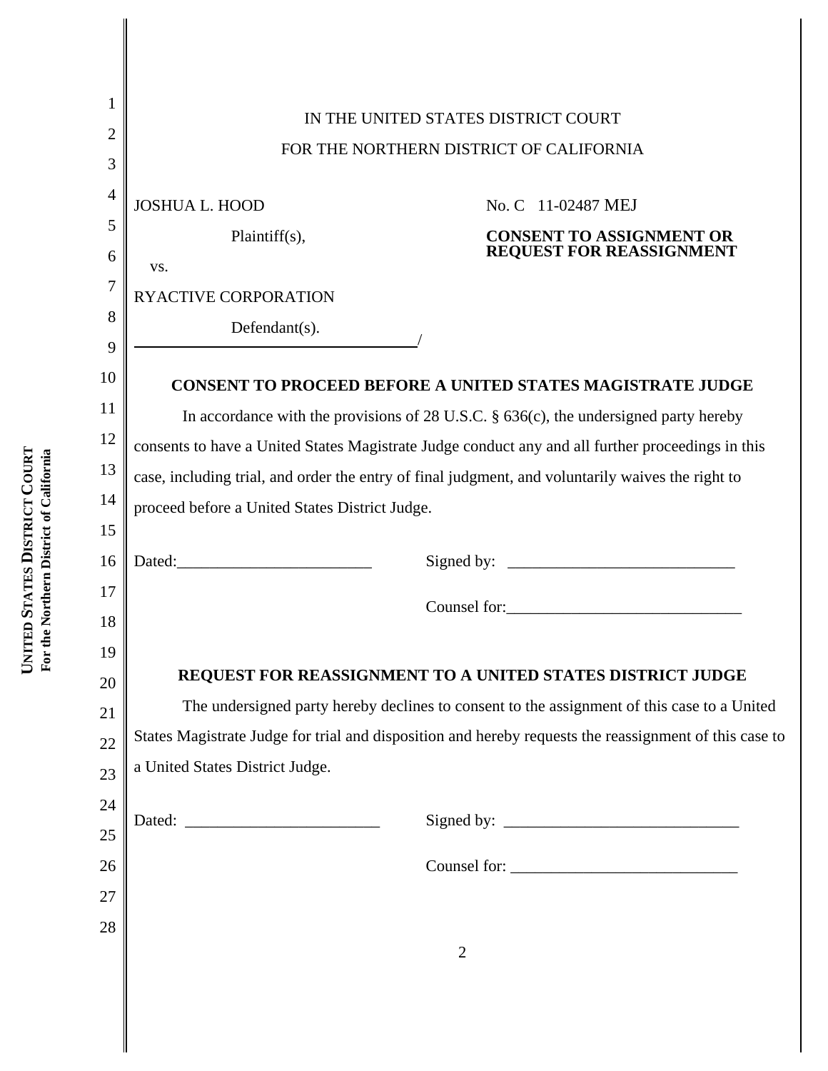IN THE UNITED STATES DISTRICT COURT

FOR THE NORTHERN DISTRICT OF CALIFORNIA

JOSHUA L. HOOD

Plaintiff(s),

vs.

RYACTIVE CORPORATION

Defendant(s).

No. C 11-02487 MEJ

**CONSENT TO ASSIGNMENT OR REQUEST FOR REASSIGNMENT**

## CONSENT TO PROCEED BEFORE A UNITED STATES MAGISTRATE JUDGE

In accordance with the provisions of 28 U.S.C. § 636(c), the undersigned party hereby consents to have a United States Magistrate Judge conduct any and all further proceedings in this case, including trial, and order the entry of final judgment, and voluntarily waives the right to proceed before a United States District Judge.

Dated:________________________ Signed by: ____________________________

Counsel for:_____________________________

## REQUEST FOR REASSIGNMENT TO A UNITED STATES DISTRICT JUDGE

The undersigned party hereby declines to consent to the assignment of this case to a United States Magistrate Judge for trial and disposition and hereby requests the reassignment of this case to a United States District Judge.

Dated: ________________________ Signed by: _____________________________

Counsel for: ____________________________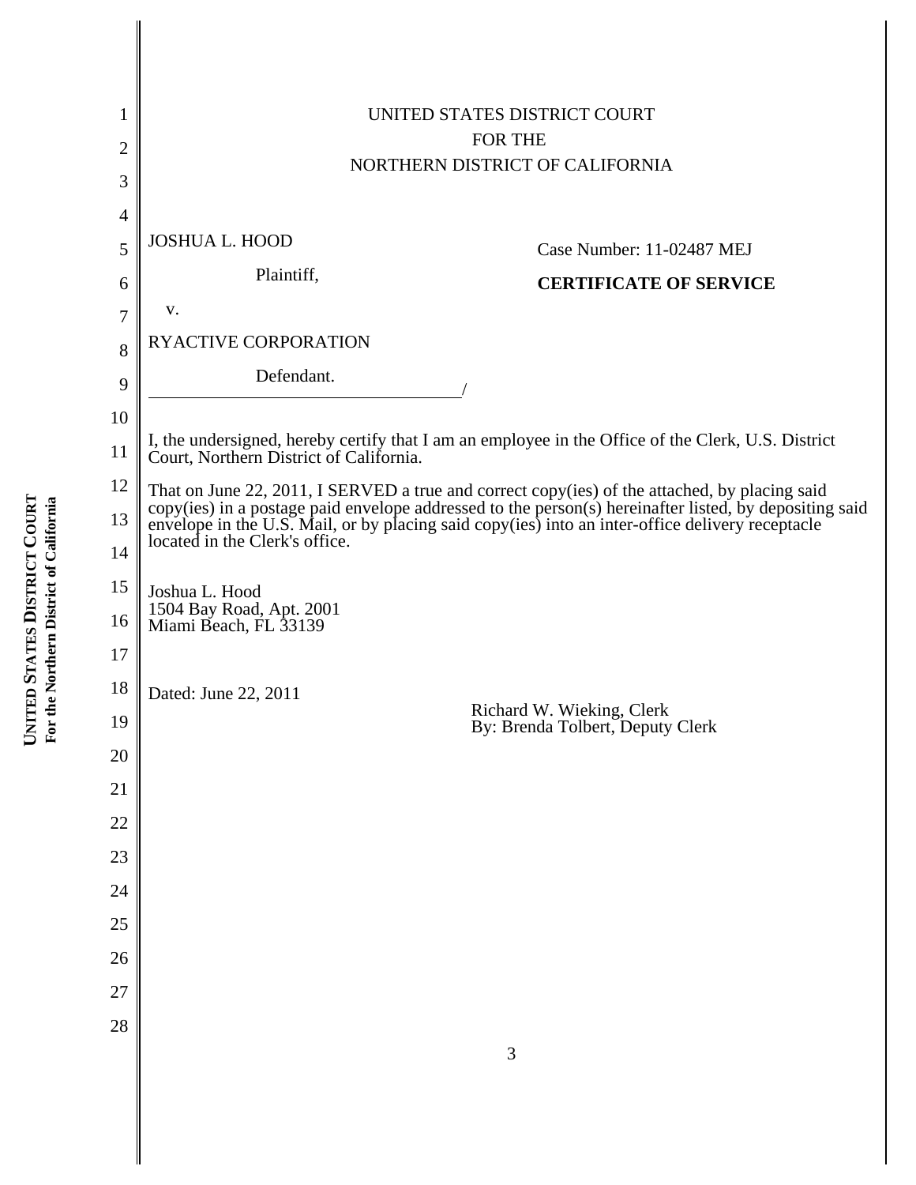UNITED STATES DISTRICT COURT
FOR THE
NORTHERN DISTRICT OF CALIFORNIA

JOSHUA L. HOOD

Plaintiff,

v.

RYACTIVE CORPORATION

Defendant.
_____________________________________/

Case Number: 11-02487 MEJ

**CERTIFICATE OF SERVICE**

I, the undersigned, hereby certify that I am an employee in the Office of the Clerk, U.S. District Court, Northern District of California.

That on June 22, 2011, I SERVED a true and correct copy(ies) of the attached, by placing said copy(ies) in a postage paid envelope addressed to the person(s) hereinafter listed, by depositing said envelope in the U.S. Mail, or by placing said copy(ies) into an inter-office delivery receptacle located in the Clerk's office.

Joshua L. Hood
1504 Bay Road, Apt. 2001
Miami Beach, FL 33139

Dated: June 22, 2011

Richard W. Wieking, Clerk
By: Brenda Tolbert, Deputy Clerk